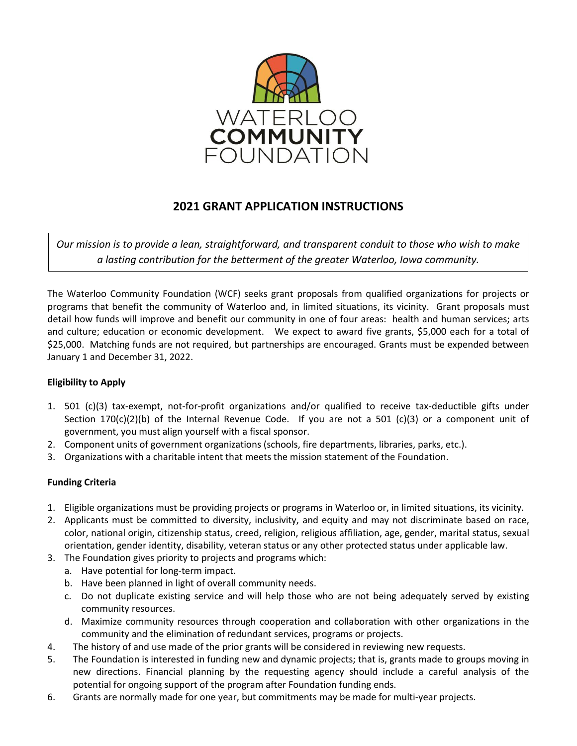WATERLOO **COMMUNITY** FOUNDATION

# 2021 GRANT APPLICATION INSTRUCTIONS

*Our mission is to provide a lean, straightforward, and transparent conduit to those who wish to make a lasting contribution for the betterment of the greater Waterloo, Iowa community.*

The Waterloo Community Foundation (WCF) seeks grant proposals from qualified organizations for projects or programs that benefit the community of Waterloo and, in limited situations, its vicinity. Grant proposals must detail how funds will improve and benefit our community in <u>one</u> of four areas: health and human services; arts and culture; education or economic development. We expect to award five grants, $5,000 each for a total of $25,000. Matching funds are not required, but partnerships are encouraged. Grants must be expended between January 1 and December 31, 2022.

**Eligibility to Apply**

1. 501 (c)(3) tax-exempt, not-for-profit organizations and/or qualified to receive tax-deductible gifts under Section 170(c)(2)(b) of the Internal Revenue Code. If you are not a 501 (c)(3) or a component unit of government, you must align yourself with a fiscal sponsor.
2. Component units of government organizations (schools, fire departments, libraries, parks, etc.).
3. Organizations with a charitable intent that meets the mission statement of the Foundation.

**Funding Criteria**

1. Eligible organizations must be providing projects or programs in Waterloo or, in limited situations, its vicinity.
2. Applicants must be committed to diversity, inclusivity, and equity and may not discriminate based on race, color, national origin, citizenship status, creed, religion, religious affiliation, age, gender, marital status, sexual orientation, gender identity, disability, veteran status or any other protected status under applicable law.
3. The Foundation gives priority to projects and programs which:
   a. Have potential for long-term impact.
   b. Have been planned in light of overall community needs.
   c. Do not duplicate existing service and will help those who are not being adequately served by existing community resources.
   d. Maximize community resources through cooperation and collaboration with other organizations in the community and the elimination of redundant services, programs or projects.
4. The history of and use made of the prior grants will be considered in reviewing new requests.
5. The Foundation is interested in funding new and dynamic projects; that is, grants made to groups moving in new directions. Financial planning by the requesting agency should include a careful analysis of the potential for ongoing support of the program after Foundation funding ends.
6. Grants are normally made for one year, but commitments may be made for multi-year projects.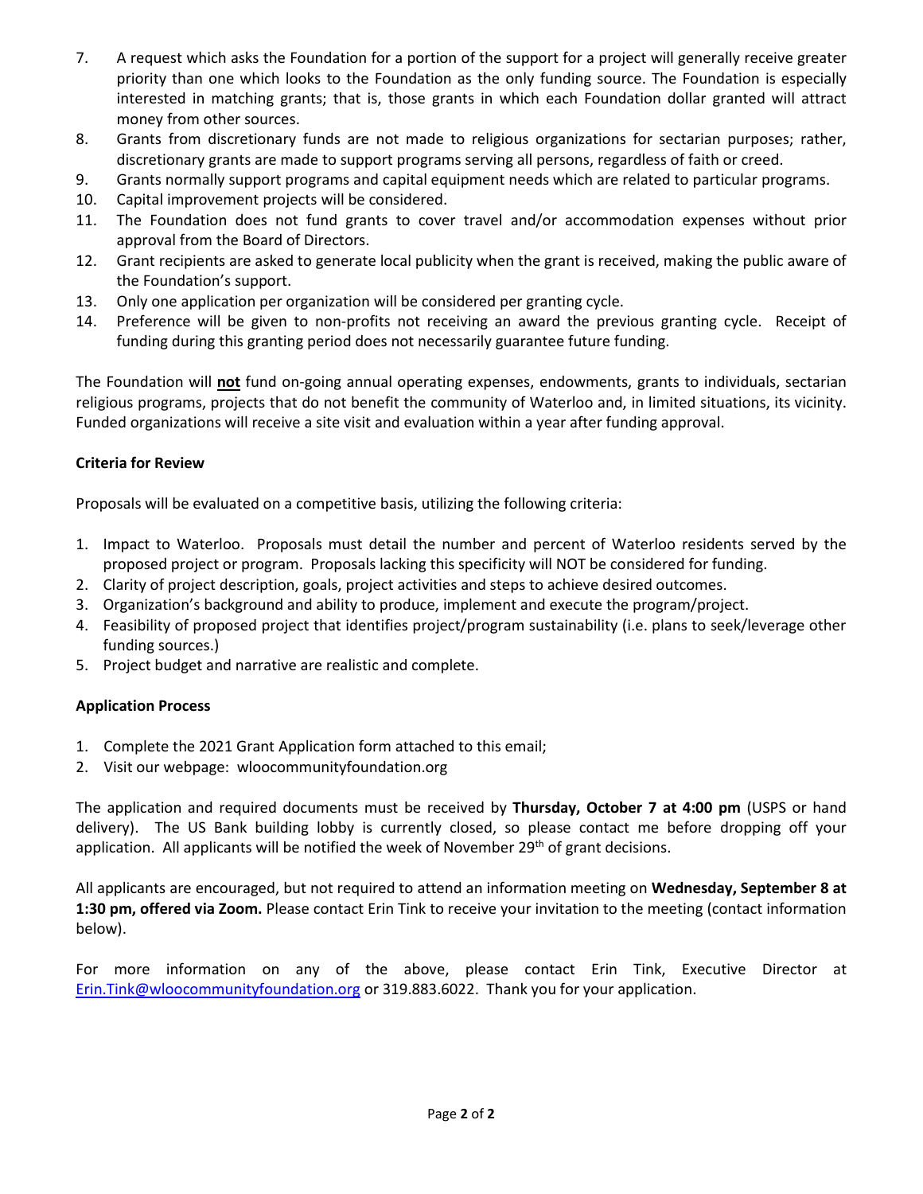7. A request which asks the Foundation for a portion of the support for a project will generally receive greater priority than one which looks to the Foundation as the only funding source. The Foundation is especially interested in matching grants; that is, those grants in which each Foundation dollar granted will attract money from other sources.
8. Grants from discretionary funds are not made to religious organizations for sectarian purposes; rather, discretionary grants are made to support programs serving all persons, regardless of faith or creed.
9. Grants normally support programs and capital equipment needs which are related to particular programs.
10. Capital improvement projects will be considered.
11. The Foundation does not fund grants to cover travel and/or accommodation expenses without prior approval from the Board of Directors.
12. Grant recipients are asked to generate local publicity when the grant is received, making the public aware of the Foundation's support.
13. Only one application per organization will be considered per granting cycle.
14. Preference will be given to non-profits not receiving an award the previous granting cycle. Receipt of funding during this granting period does not necessarily guarantee future funding.

The Foundation will **not** fund on-going annual operating expenses, endowments, grants to individuals, sectarian religious programs, projects that do not benefit the community of Waterloo and, in limited situations, its vicinity. Funded organizations will receive a site visit and evaluation within a year after funding approval.

**Criteria for Review**

Proposals will be evaluated on a competitive basis, utilizing the following criteria:

1. Impact to Waterloo. Proposals must detail the number and percent of Waterloo residents served by the proposed project or program. Proposals lacking this specificity will NOT be considered for funding.
2. Clarity of project description, goals, project activities and steps to achieve desired outcomes.
3. Organization's background and ability to produce, implement and execute the program/project.
4. Feasibility of proposed project that identifies project/program sustainability (i.e. plans to seek/leverage other funding sources.)
5. Project budget and narrative are realistic and complete.

**Application Process**

1. Complete the 2021 Grant Application form attached to this email;
2. Visit our webpage: wloocommunityfoundation.org

The application and required documents must be received by **Thursday, October 7 at 4:00 pm** (USPS or hand delivery). The US Bank building lobby is currently closed, so please contact me before dropping off your application. All applicants will be notified the week of November 29th of grant decisions.

All applicants are encouraged, but not required to attend an information meeting on **Wednesday, September 8 at 1:30 pm, offered via Zoom.** Please contact Erin Tink to receive your invitation to the meeting (contact information below).

For more information on any of the above, please contact Erin Tink, Executive Director at Erin.Tink@wloocommunityfoundation.org or 319.883.6022. Thank you for your application.